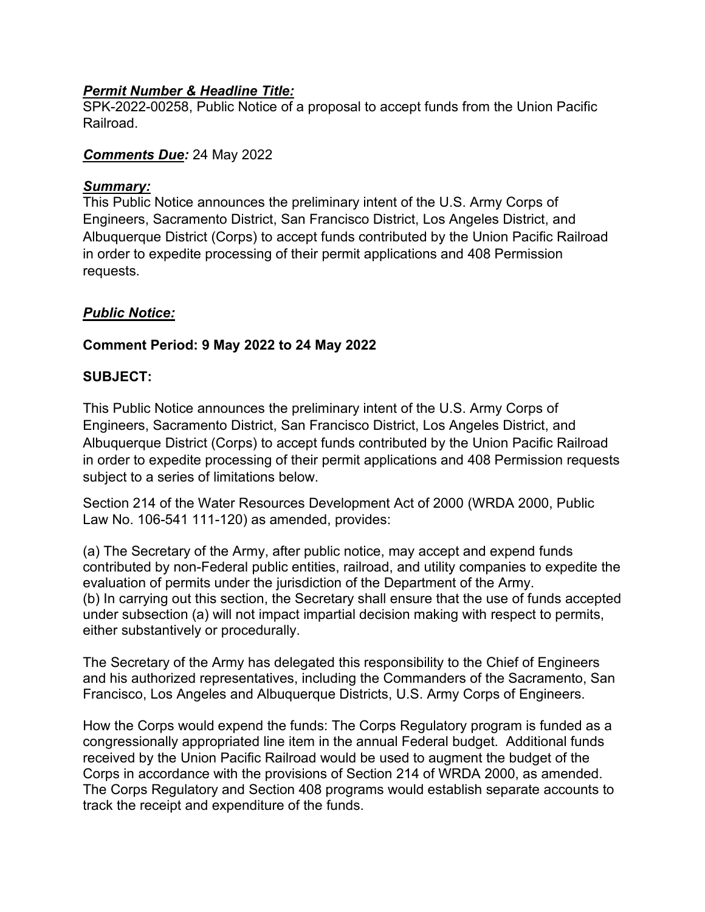***Permit Number & Headline Title:***

SPK-2022-00258, Public Notice of a proposal to accept funds from the Union Pacific Railroad.

***Comments Due:*** 24 May 2022

***Summary:***

This Public Notice announces the preliminary intent of the U.S. Army Corps of Engineers, Sacramento District, San Francisco District, Los Angeles District, and Albuquerque District (Corps) to accept funds contributed by the Union Pacific Railroad in order to expedite processing of their permit applications and 408 Permission requests.

***Public Notice:***

**Comment Period: 9 May 2022 to 24 May 2022**

**SUBJECT:**

This Public Notice announces the preliminary intent of the U.S. Army Corps of Engineers, Sacramento District, San Francisco District, Los Angeles District, and Albuquerque District (Corps) to accept funds contributed by the Union Pacific Railroad in order to expedite processing of their permit applications and 408 Permission requests subject to a series of limitations below.

Section 214 of the Water Resources Development Act of 2000 (WRDA 2000, Public Law No. 106-541 111-120) as amended, provides:

(a) The Secretary of the Army, after public notice, may accept and expend funds contributed by non-Federal public entities, railroad, and utility companies to expedite the evaluation of permits under the jurisdiction of the Department of the Army.
(b) In carrying out this section, the Secretary shall ensure that the use of funds accepted under subsection (a) will not impact impartial decision making with respect to permits, either substantively or procedurally.

The Secretary of the Army has delegated this responsibility to the Chief of Engineers and his authorized representatives, including the Commanders of the Sacramento, San Francisco, Los Angeles and Albuquerque Districts, U.S. Army Corps of Engineers.

How the Corps would expend the funds: The Corps Regulatory program is funded as a congressionally appropriated line item in the annual Federal budget. Additional funds received by the Union Pacific Railroad would be used to augment the budget of the Corps in accordance with the provisions of Section 214 of WRDA 2000, as amended. The Corps Regulatory and Section 408 programs would establish separate accounts to track the receipt and expenditure of the funds.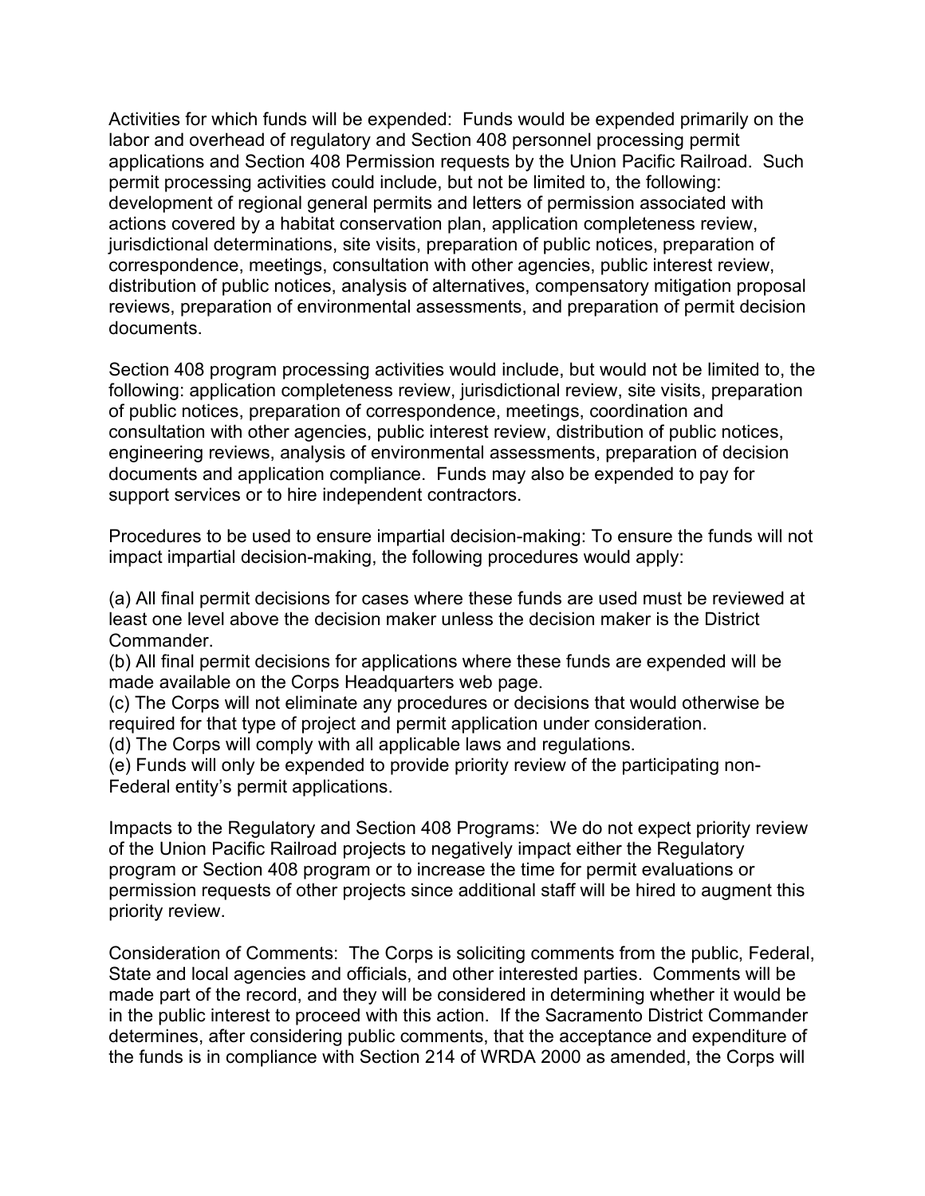Activities for which funds will be expended: Funds would be expended primarily on the labor and overhead of regulatory and Section 408 personnel processing permit applications and Section 408 Permission requests by the Union Pacific Railroad. Such permit processing activities could include, but not be limited to, the following: development of regional general permits and letters of permission associated with actions covered by a habitat conservation plan, application completeness review, jurisdictional determinations, site visits, preparation of public notices, preparation of correspondence, meetings, consultation with other agencies, public interest review, distribution of public notices, analysis of alternatives, compensatory mitigation proposal reviews, preparation of environmental assessments, and preparation of permit decision documents.

Section 408 program processing activities would include, but would not be limited to, the following: application completeness review, jurisdictional review, site visits, preparation of public notices, preparation of correspondence, meetings, coordination and consultation with other agencies, public interest review, distribution of public notices, engineering reviews, analysis of environmental assessments, preparation of decision documents and application compliance. Funds may also be expended to pay for support services or to hire independent contractors.

Procedures to be used to ensure impartial decision-making: To ensure the funds will not impact impartial decision-making, the following procedures would apply:

(a) All final permit decisions for cases where these funds are used must be reviewed at least one level above the decision maker unless the decision maker is the District Commander.
(b) All final permit decisions for applications where these funds are expended will be made available on the Corps Headquarters web page.
(c) The Corps will not eliminate any procedures or decisions that would otherwise be required for that type of project and permit application under consideration.
(d) The Corps will comply with all applicable laws and regulations.
(e) Funds will only be expended to provide priority review of the participating non-Federal entity's permit applications.

Impacts to the Regulatory and Section 408 Programs: We do not expect priority review of the Union Pacific Railroad projects to negatively impact either the Regulatory program or Section 408 program or to increase the time for permit evaluations or permission requests of other projects since additional staff will be hired to augment this priority review.

Consideration of Comments: The Corps is soliciting comments from the public, Federal, State and local agencies and officials, and other interested parties. Comments will be made part of the record, and they will be considered in determining whether it would be in the public interest to proceed with this action. If the Sacramento District Commander determines, after considering public comments, that the acceptance and expenditure of the funds is in compliance with Section 214 of WRDA 2000 as amended, the Corps will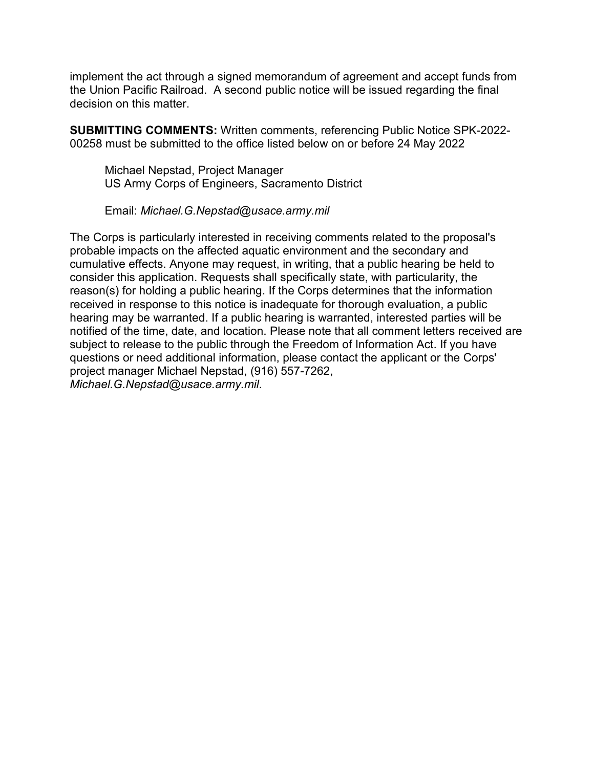implement the act through a signed memorandum of agreement and accept funds from the Union Pacific Railroad. A second public notice will be issued regarding the final decision on this matter.

**SUBMITTING COMMENTS:** Written comments, referencing Public Notice SPK-2022-00258 must be submitted to the office listed below on or before 24 May 2022

Michael Nepstad, Project Manager  
US Army Corps of Engineers, Sacramento District

Email: *Michael.G.Nepstad@usace.army.mil*

The Corps is particularly interested in receiving comments related to the proposal's probable impacts on the affected aquatic environment and the secondary and cumulative effects. Anyone may request, in writing, that a public hearing be held to consider this application. Requests shall specifically state, with particularity, the reason(s) for holding a public hearing. If the Corps determines that the information received in response to this notice is inadequate for thorough evaluation, a public hearing may be warranted. If a public hearing is warranted, interested parties will be notified of the time, date, and location. Please note that all comment letters received are subject to release to the public through the Freedom of Information Act. If you have questions or need additional information, please contact the applicant or the Corps' project manager Michael Nepstad, (916) 557-7262, *Michael.G.Nepstad@usace.army.mil*.